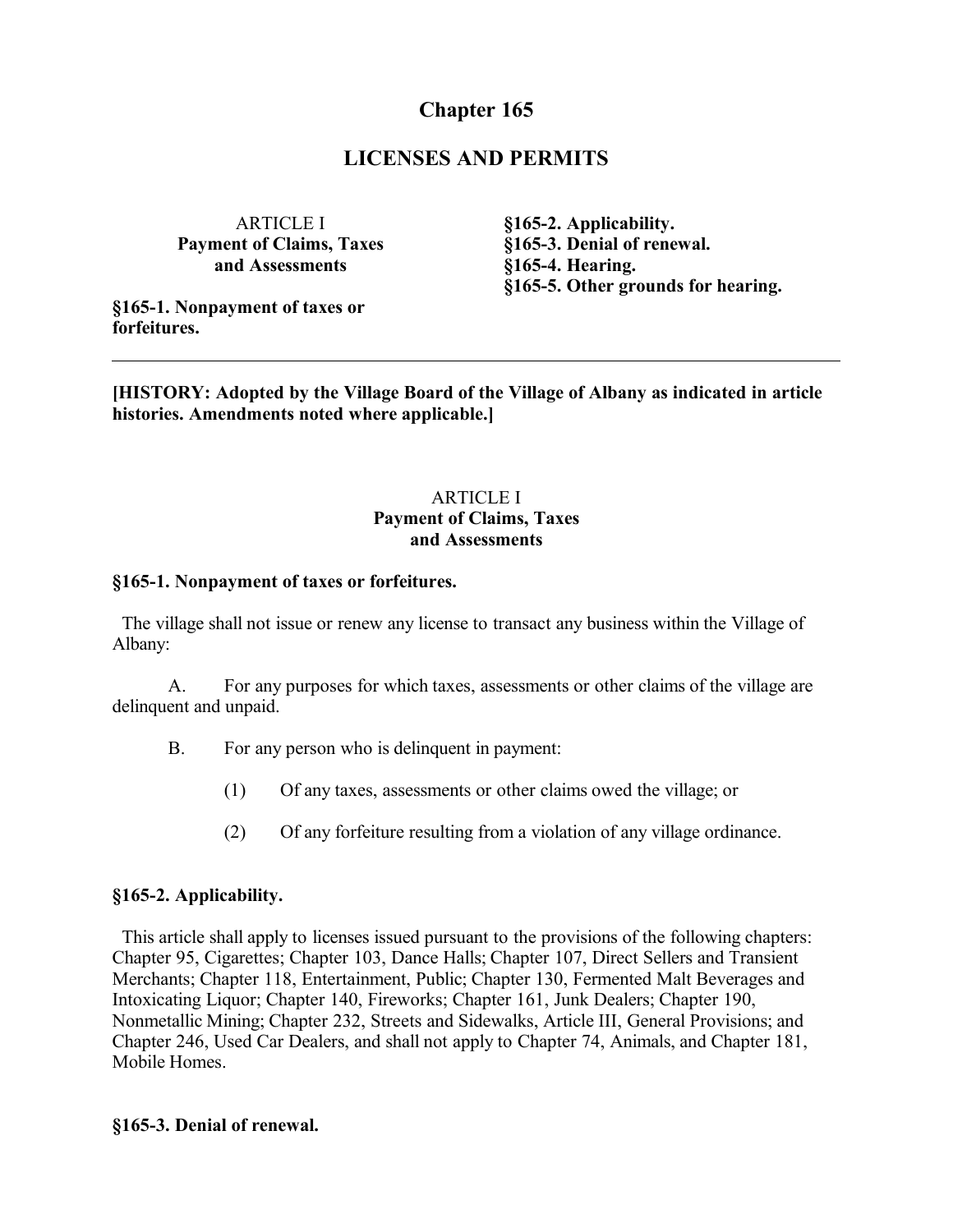# Chapter 165

# LICENSES AND PERMITS

ARTICLE I
**Payment of Claims, Taxes and Assessments**

**§165-1. Nonpayment of taxes or forfeitures.**

**§165-2. Applicability.**
**§165-3. Denial of renewal.**
**§165-4. Hearing.**
**§165-5. Other grounds for hearing.**

---

**[HISTORY: Adopted by the Village Board of the Village of Albany as indicated in article histories. Amendments noted where applicable.]**

## ARTICLE I
## Payment of Claims, Taxes and Assessments

### §165-1. Nonpayment of taxes or forfeitures.

The village shall not issue or renew any license to transact any business within the Village of Albany:

A. For any purposes for which taxes, assessments or other claims of the village are delinquent and unpaid.

B. For any person who is delinquent in payment:

(1) Of any taxes, assessments or other claims owed the village; or

(2) Of any forfeiture resulting from a violation of any village ordinance.

### §165-2. Applicability.

This article shall apply to licenses issued pursuant to the provisions of the following chapters: Chapter 95, Cigarettes; Chapter 103, Dance Halls; Chapter 107, Direct Sellers and Transient Merchants; Chapter 118, Entertainment, Public; Chapter 130, Fermented Malt Beverages and Intoxicating Liquor; Chapter 140, Fireworks; Chapter 161, Junk Dealers; Chapter 190, Nonmetallic Mining; Chapter 232, Streets and Sidewalks, Article III, General Provisions; and Chapter 246, Used Car Dealers, and shall not apply to Chapter 74, Animals, and Chapter 181, Mobile Homes.

### §165-3. Denial of renewal.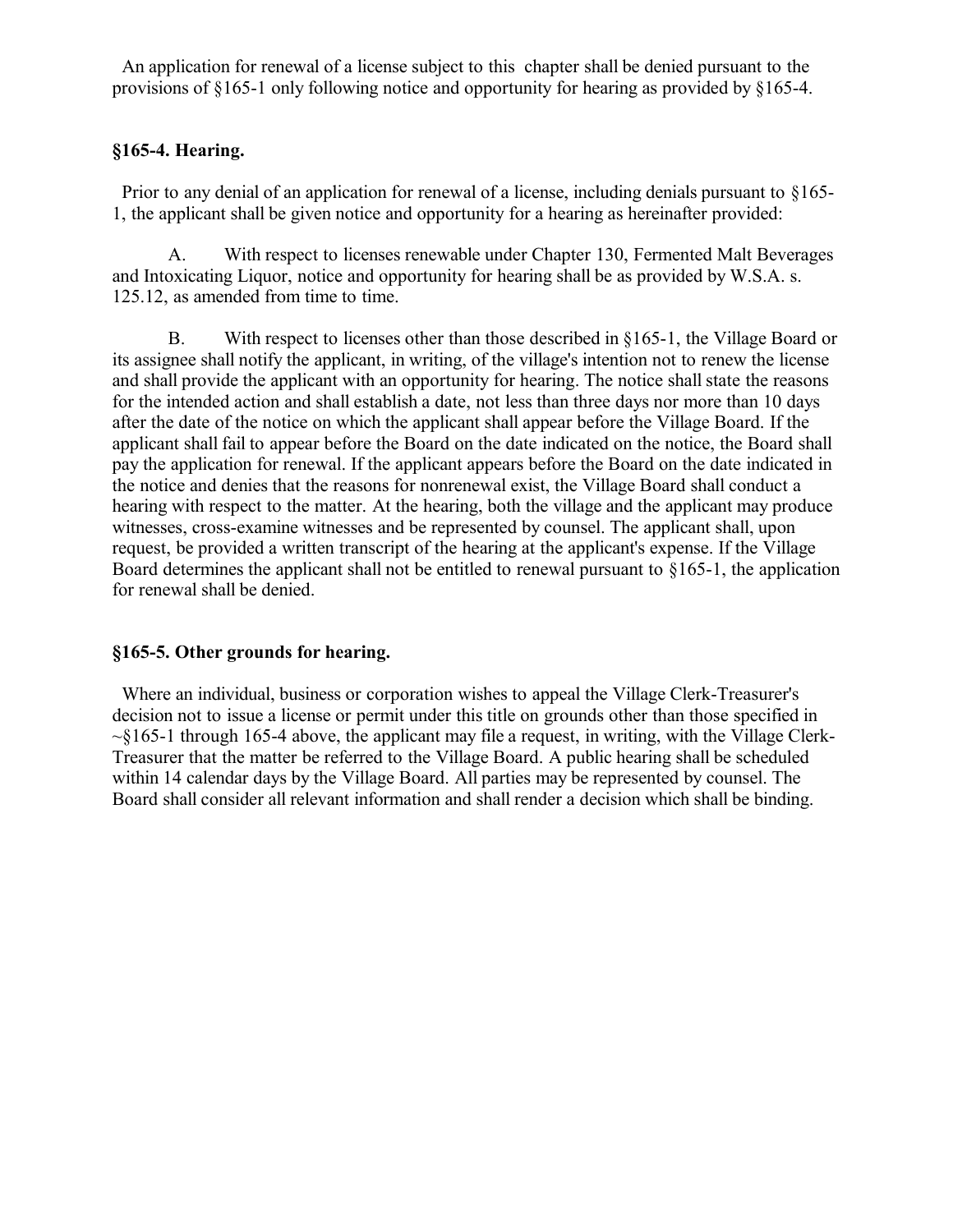An application for renewal of a license subject to this chapter shall be denied pursuant to the provisions of §165-1 only following notice and opportunity for hearing as provided by §165-4.

### §165-4. Hearing.

Prior to any denial of an application for renewal of a license, including denials pursuant to §165-1, the applicant shall be given notice and opportunity for a hearing as hereinafter provided:

A. With respect to licenses renewable under Chapter 130, Fermented Malt Beverages and Intoxicating Liquor, notice and opportunity for hearing shall be as provided by W.S.A. s. 125.12, as amended from time to time.

B. With respect to licenses other than those described in §165-1, the Village Board or its assignee shall notify the applicant, in writing, of the village's intention not to renew the license and shall provide the applicant with an opportunity for hearing. The notice shall state the reasons for the intended action and shall establish a date, not less than three days nor more than 10 days after the date of the notice on which the applicant shall appear before the Village Board. If the applicant shall fail to appear before the Board on the date indicated on the notice, the Board shall pay the application for renewal. If the applicant appears before the Board on the date indicated in the notice and denies that the reasons for nonrenewal exist, the Village Board shall conduct a hearing with respect to the matter. At the hearing, both the village and the applicant may produce witnesses, cross-examine witnesses and be represented by counsel. The applicant shall, upon request, be provided a written transcript of the hearing at the applicant's expense. If the Village Board determines the applicant shall not be entitled to renewal pursuant to §165-1, the application for renewal shall be denied.

### §165-5. Other grounds for hearing.

Where an individual, business or corporation wishes to appeal the Village Clerk-Treasurer's decision not to issue a license or permit under this title on grounds other than those specified in ~§165-1 through 165-4 above, the applicant may file a request, in writing, with the Village Clerk-Treasurer that the matter be referred to the Village Board. A public hearing shall be scheduled within 14 calendar days by the Village Board. All parties may be represented by counsel. The Board shall consider all relevant information and shall render a decision which shall be binding.